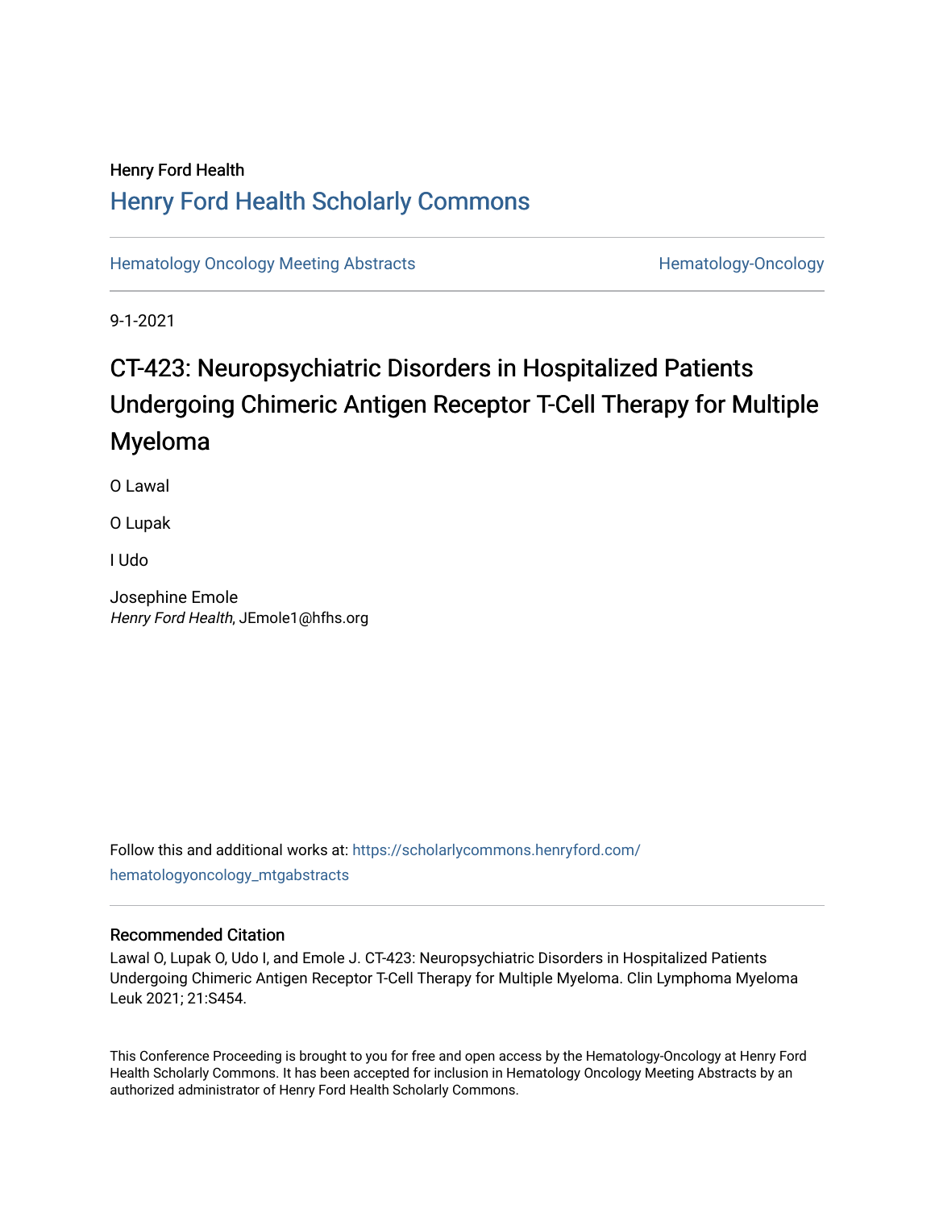Henry Ford Health

# Henry Ford Health Scholarly Commons

Hematology Oncology Meeting Abstracts

Hematology-Oncology

9-1-2021

# CT-423: Neuropsychiatric Disorders in Hospitalized Patients Undergoing Chimeric Antigen Receptor T-Cell Therapy for Multiple Myeloma

O Lawal

O Lupak

I Udo

Josephine Emole
*Henry Ford Health*, JEmole1@hfhs.org

Follow this and additional works at: https://scholarlycommons.henryford.com/hematologyoncology_mtgabstracts

## Recommended Citation

Lawal O, Lupak O, Udo I, and Emole J. CT-423: Neuropsychiatric Disorders in Hospitalized Patients Undergoing Chimeric Antigen Receptor T-Cell Therapy for Multiple Myeloma. Clin Lymphoma Myeloma Leuk 2021; 21:S454.

This Conference Proceeding is brought to you for free and open access by the Hematology-Oncology at Henry Ford Health Scholarly Commons. It has been accepted for inclusion in Hematology Oncology Meeting Abstracts by an authorized administrator of Henry Ford Health Scholarly Commons.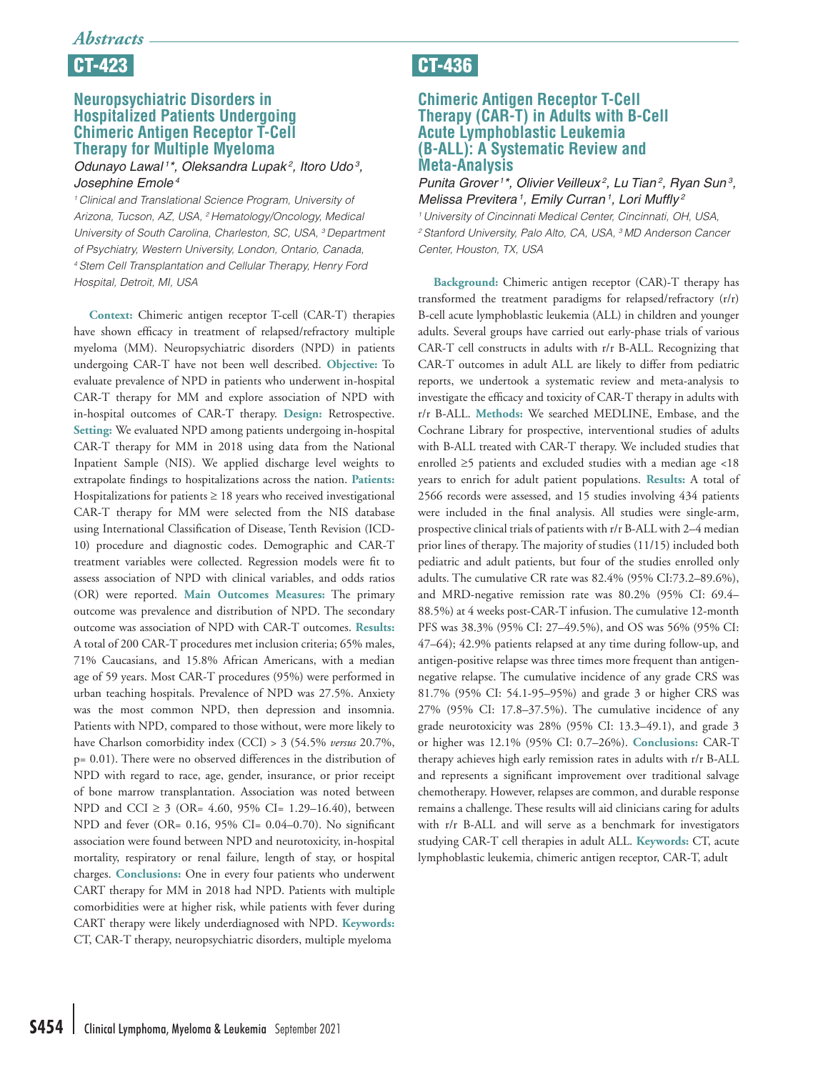# CT-423

## Neuropsychiatric Disorders in Hospitalized Patients Undergoing Chimeric Antigen Receptor T-Cell Therapy for Multiple Myeloma

*Odunayo Lawal[1]*, Oleksandra Lupak[2], Itoro Udo[3], Josephine Emole[4]*

*[1] Clinical and Translational Science Program, University of Arizona, Tucson, AZ, USA, [2] Hematology/Oncology, Medical University of South Carolina, Charleston, SC, USA, [3] Department of Psychiatry, Western University, London, Ontario, Canada, [4] Stem Cell Transplantation and Cellular Therapy, Henry Ford Hospital, Detroit, MI, USA*

**Context:** Chimeric antigen receptor T-cell (CAR-T) therapies have shown efficacy in treatment of relapsed/refractory multiple myeloma (MM). Neuropsychiatric disorders (NPD) in patients undergoing CAR-T have not been well described. **Objective:** To evaluate prevalence of NPD in patients who underwent in-hospital CAR-T therapy for MM and explore association of NPD with in-hospital outcomes of CAR-T therapy. **Design:** Retrospective. **Setting:** We evaluated NPD among patients undergoing in-hospital CAR-T therapy for MM in 2018 using data from the National Inpatient Sample (NIS). We applied discharge level weights to extrapolate findings to hospitalizations across the nation. **Patients:** Hospitalizations for patients ≥ 18 years who received investigational CAR-T therapy for MM were selected from the NIS database using International Classification of Disease, Tenth Revision (ICD-10) procedure and diagnostic codes. Demographic and CAR-T treatment variables were collected. Regression models were fit to assess association of NPD with clinical variables, and odds ratios (OR) were reported. **Main Outcomes Measures:** The primary outcome was prevalence and distribution of NPD. The secondary outcome was association of NPD with CAR-T outcomes. **Results:** A total of 200 CAR-T procedures met inclusion criteria; 65% males, 71% Caucasians, and 15.8% African Americans, with a median age of 59 years. Most CAR-T procedures (95%) were performed in urban teaching hospitals. Prevalence of NPD was 27.5%. Anxiety was the most common NPD, then depression and insomnia. Patients with NPD, compared to those without, were more likely to have Charlson comorbidity index (CCI) > 3 (54.5% *versus* 20.7%, p= 0.01). There were no observed differences in the distribution of NPD with regard to race, age, gender, insurance, or prior receipt of bone marrow transplantation. Association was noted between NPD and CCI ≥ 3 (OR= 4.60, 95% CI= 1.29–16.40), between NPD and fever (OR= 0.16, 95% CI= 0.04–0.70). No significant association were found between NPD and neurotoxicity, in-hospital mortality, respiratory or renal failure, length of stay, or hospital charges. **Conclusions:** One in every four patients who underwent CART therapy for MM in 2018 had NPD. Patients with multiple comorbidities were at higher risk, while patients with fever during CART therapy were likely underdiagnosed with NPD. **Keywords:** CT, CAR-T therapy, neuropsychiatric disorders, multiple myeloma

# CT-436

## Chimeric Antigen Receptor T-Cell Therapy (CAR-T) in Adults with B-Cell Acute Lymphoblastic Leukemia (B-ALL): A Systematic Review and Meta-Analysis

*Punita Grover[1]*, Olivier Veilleux[2], Lu Tian[2], Ryan Sun[3], Melissa Previtera[1], Emily Curran[1], Lori Muffly[2]*

*[1] University of Cincinnati Medical Center, Cincinnati, OH, USA, [2] Stanford University, Palo Alto, CA, USA, [3] MD Anderson Cancer Center, Houston, TX, USA*

**Background:** Chimeric antigen receptor (CAR)-T therapy has transformed the treatment paradigms for relapsed/refractory (r/r) B-cell acute lymphoblastic leukemia (ALL) in children and younger adults. Several groups have carried out early-phase trials of various CAR-T cell constructs in adults with r/r B-ALL. Recognizing that CAR-T outcomes in adult ALL are likely to differ from pediatric reports, we undertook a systematic review and meta-analysis to investigate the efficacy and toxicity of CAR-T therapy in adults with r/r B-ALL. **Methods:** We searched MEDLINE, Embase, and the Cochrane Library for prospective, interventional studies of adults with B-ALL treated with CAR-T therapy. We included studies that enrolled ≥5 patients and excluded studies with a median age <18 years to enrich for adult patient populations. **Results:** A total of 2566 records were assessed, and 15 studies involving 434 patients were included in the final analysis. All studies were single-arm, prospective clinical trials of patients with r/r B-ALL with 2–4 median prior lines of therapy. The majority of studies (11/15) included both pediatric and adult patients, but four of the studies enrolled only adults. The cumulative CR rate was 82.4% (95% CI:73.2–89.6%), and MRD-negative remission rate was 80.2% (95% CI: 69.4–88.5%) at 4 weeks post-CAR-T infusion. The cumulative 12-month PFS was 38.3% (95% CI: 27–49.5%), and OS was 56% (95% CI: 47–64%); 42.9% patients relapsed at any time during follow-up, and antigen-positive relapse was three times more frequent than antigen-negative relapse. The cumulative incidence of any grade CRS was 81.7% (95% CI: 54.1-95–95%) and grade 3 or higher CRS was 27% (95% CI: 17.8–37.5%). The cumulative incidence of any grade neurotoxicity was 28% (95% CI: 13.3–49.1), and grade 3 or higher was 12.1% (95% CI: 0.7–26%). **Conclusions:** CAR-T therapy achieves high early remission rates in adults with r/r B-ALL and represents a significant improvement over traditional salvage chemotherapy. However, relapses are common, and durable response remains a challenge. These results will aid clinicians caring for adults with r/r B-ALL and will serve as a benchmark for investigators studying CAR-T cell therapies in adult ALL. **Keywords:** CT, acute lymphoblastic leukemia, chimeric antigen receptor, CAR-T, adult